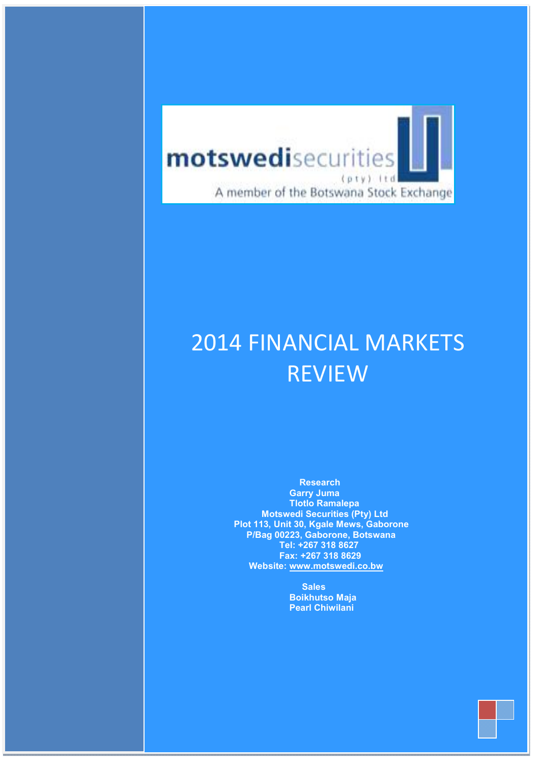motswedisecurities (pty) ltd
A member of the Botswana Stock Exchange

# 2014 FINANCIAL MARKETS REVIEW

**Research**
**Garry Juma**
**Tlotlo Ramalepa**
**Motswedi Securities (Pty) Ltd**
**Plot 113, Unit 30, Kgale Mews, Gaborone**
**P/Bag 00223, Gaborone, Botswana**
**Tel: +267 318 8627**
**Fax: +267 318 8629**
**Website: www.motswedi.co.bw**

**Sales**
**Boikhutso Maja**
**Pearl Chiwilani**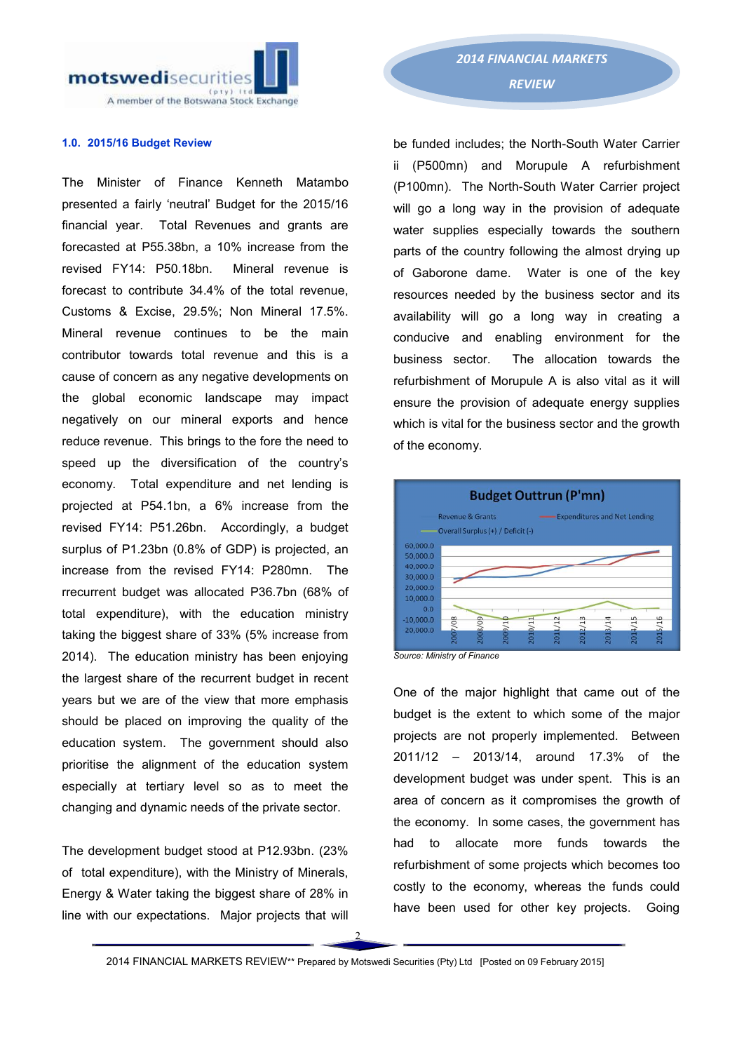## 1.0. 2015/16 Budget Review

The Minister of Finance Kenneth Matambo presented a fairly 'neutral' Budget for the 2015/16 financial year. Total Revenues and grants are forecasted at P55.38bn, a 10% increase from the revised FY14: P50.18bn. Mineral revenue is forecast to contribute 34.4% of the total revenue, Customs & Excise, 29.5%; Non Mineral 17.5%. Mineral revenue continues to be the main contributor towards total revenue and this is a cause of concern as any negative developments on the global economic landscape may impact negatively on our mineral exports and hence reduce revenue. This brings to the fore the need to speed up the diversification of the country's economy. Total expenditure and net lending is projected at P54.1bn, a 6% increase from the revised FY14: P51.26bn. Accordingly, a budget surplus of P1.23bn (0.8% of GDP) is projected, an increase from the revised FY14: P280mn. The rrecurrent budget was allocated P36.7bn (68% of total expenditure), with the education ministry taking the biggest share of 33% (5% increase from 2014). The education ministry has been enjoying the largest share of the recurrent budget in recent years but we are of the view that more emphasis should be placed on improving the quality of the education system. The government should also prioritise the alignment of the education system especially at tertiary level so as to meet the changing and dynamic needs of the private sector.

The development budget stood at P12.93bn. (23% of total expenditure), with the Ministry of Minerals, Energy & Water taking the biggest share of 28% in line with our expectations. Major projects that will be funded includes; the North-South Water Carrier ii (P500mn) and Morupule A refurbishment (P100mn). The North-South Water Carrier project will go a long way in the provision of adequate water supplies especially towards the southern parts of the country following the almost drying up of Gaborone dame. Water is one of the key resources needed by the business sector and its availability will go a long way in creating a conducive and enabling environment for the business sector. The allocation towards the refurbishment of Morupule A is also vital as it will ensure the provision of adequate energy supplies which is vital for the business sector and the growth of the economy.

**Budget Outtrun (P'mn)**

Legend: Revenue & Grants; Expenditures and Net Lending; Overall Surplus (+) / Deficit (-)

Y-axis: 60,000.0; 50,000.0; 40,000.0; 30,000.0; 20,000.0; 10,000.0; 0.0; -10,000.0; 20,000.0

X-axis: 2007/08; 2008/09; 2009/10; 2010/11; 2011/12; 2012/13; 2013/14; 2014/15; 2015/16

*Source: Ministry of Finance*

One of the major highlight that came out of the budget is the extent to which some of the major projects are not properly implemented. Between 2011/12 – 2013/14, around 17.3% of the development budget was under spent. This is an area of concern as it compromises the growth of the economy. In some cases, the government has had to allocate more funds towards the refurbishment of some projects which becomes too costly to the economy, whereas the funds could have been used for other key projects. Going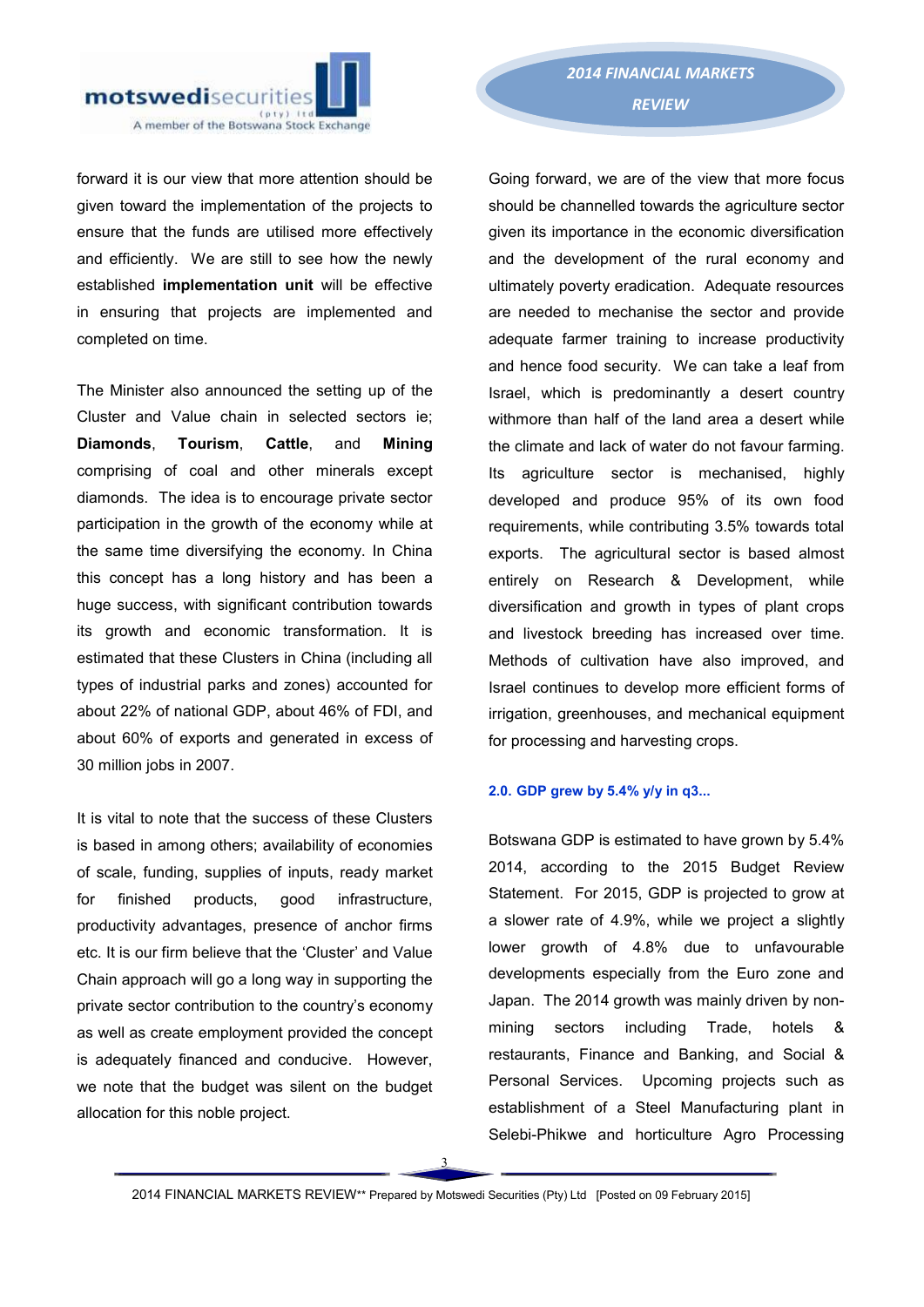forward it is our view that more attention should be given toward the implementation of the projects to ensure that the funds are utilised more effectively and efficiently. We are still to see how the newly established **implementation unit** will be effective in ensuring that projects are implemented and completed on time.

The Minister also announced the setting up of the Cluster and Value chain in selected sectors ie; **Diamonds**, **Tourism**, **Cattle**, and **Mining** comprising of coal and other minerals except diamonds. The idea is to encourage private sector participation in the growth of the economy while at the same time diversifying the economy. In China this concept has a long history and has been a huge success, with significant contribution towards its growth and economic transformation. It is estimated that these Clusters in China (including all types of industrial parks and zones) accounted for about 22% of national GDP, about 46% of FDI, and about 60% of exports and generated in excess of 30 million jobs in 2007.

It is vital to note that the success of these Clusters is based in among others; availability of economies of scale, funding, supplies of inputs, ready market for finished products, good infrastructure, productivity advantages, presence of anchor firms etc. It is our firm believe that the 'Cluster' and Value Chain approach will go a long way in supporting the private sector contribution to the country's economy as well as create employment provided the concept is adequately financed and conducive. However, we note that the budget was silent on the budget allocation for this noble project.

Going forward, we are of the view that more focus should be channelled towards the agriculture sector given its importance in the economic diversification and the development of the rural economy and ultimately poverty eradication. Adequate resources are needed to mechanise the sector and provide adequate farmer training to increase productivity and hence food security. We can take a leaf from Israel, which is predominantly a desert country withmore than half of the land area a desert while the climate and lack of water do not favour farming. Its agriculture sector is mechanised, highly developed and produce 95% of its own food requirements, while contributing 3.5% towards total exports. The agricultural sector is based almost entirely on Research & Development, while diversification and growth in types of plant crops and livestock breeding has increased over time. Methods of cultivation have also improved, and Israel continues to develop more efficient forms of irrigation, greenhouses, and mechanical equipment for processing and harvesting crops.

### 2.0. GDP grew by 5.4% y/y in q3...

Botswana GDP is estimated to have grown by 5.4% 2014, according to the 2015 Budget Review Statement. For 2015, GDP is projected to grow at a slower rate of 4.9%, while we project a slightly lower growth of 4.8% due to unfavourable developments especially from the Euro zone and Japan. The 2014 growth was mainly driven by non-mining sectors including Trade, hotels & restaurants, Finance and Banking, and Social & Personal Services. Upcoming projects such as establishment of a Steel Manufacturing plant in Selebi-Phikwe and horticulture Agro Processing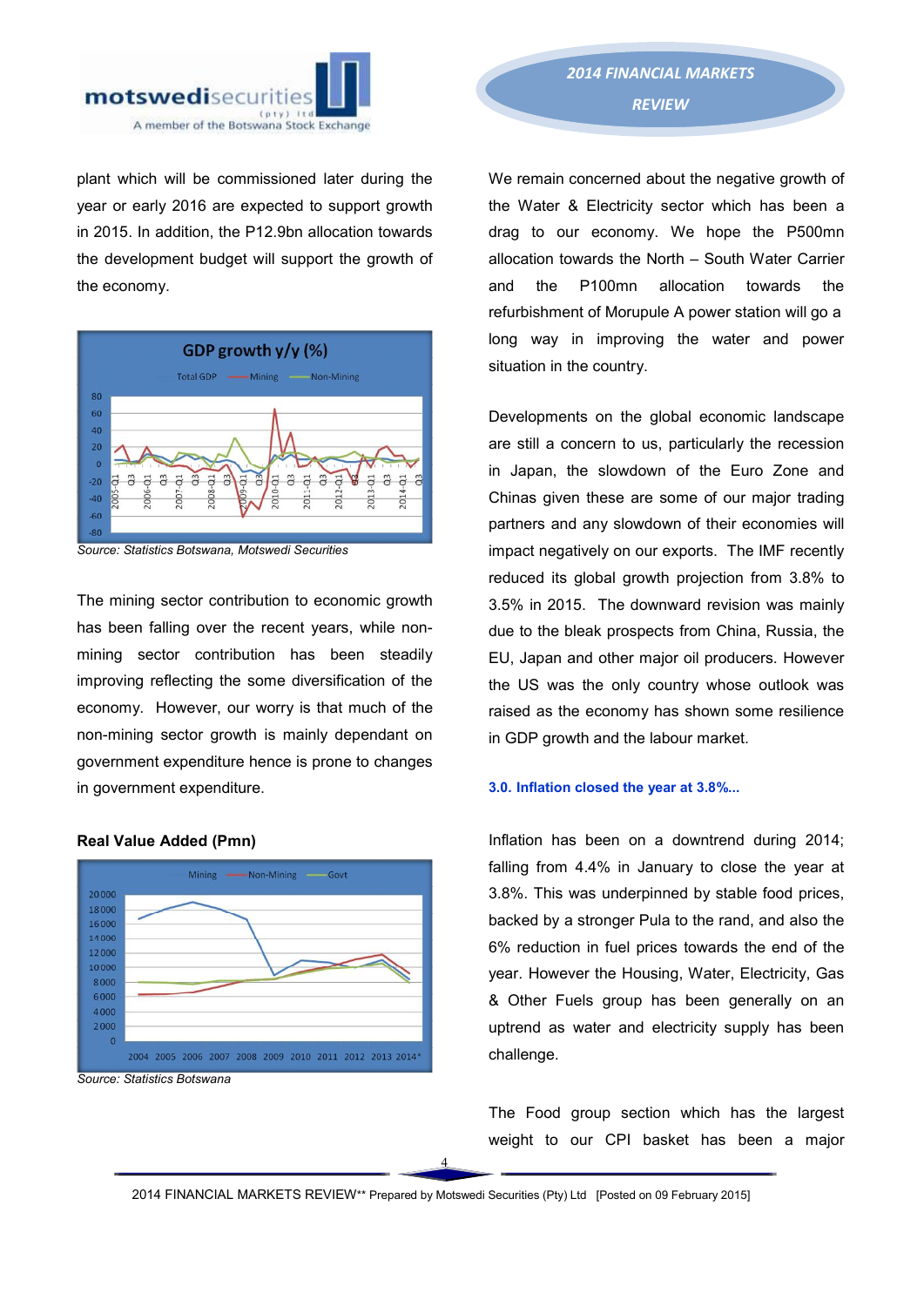plant which will be commissioned later during the year or early 2016 are expected to support growth in 2015. In addition, the P12.9bn allocation towards the development budget will support the growth of the economy.

**GDP growth y/y (%)**

Source: Statistics Botswana, Motswedi Securities

The mining sector contribution to economic growth has been falling over the recent years, while non-mining sector contribution has been steadily improving reflecting the some diversification of the economy. However, our worry is that much of the non-mining sector growth is mainly dependant on government expenditure hence is prone to changes in government expenditure.

**Real Value Added (Pmn)**

Source: Statistics Botswana

We remain concerned about the negative growth of the Water & Electricity sector which has been a drag to our economy. We hope the P500mn allocation towards the North – South Water Carrier and the P100mn allocation towards the refurbishment of Morupule A power station will go a long way in improving the water and power situation in the country.

Developments on the global economic landscape are still a concern to us, particularly the recession in Japan, the slowdown of the Euro Zone and Chinas given these are some of our major trading partners and any slowdown of their economies will impact negatively on our exports. The IMF recently reduced its global growth projection from 3.8% to 3.5% in 2015. The downward revision was mainly due to the bleak prospects from China, Russia, the EU, Japan and other major oil producers. However the US was the only country whose outlook was raised as the economy has shown some resilience in GDP growth and the labour market.

### 3.0. Inflation closed the year at 3.8%...

Inflation has been on a downtrend during 2014; falling from 4.4% in January to close the year at 3.8%. This was underpinned by stable food prices, backed by a stronger Pula to the rand, and also the 6% reduction in fuel prices towards the end of the year. However the Housing, Water, Electricity, Gas & Other Fuels group has been generally on an uptrend as water and electricity supply has been challenge.

The Food group section which has the largest weight to our CPI basket has been a major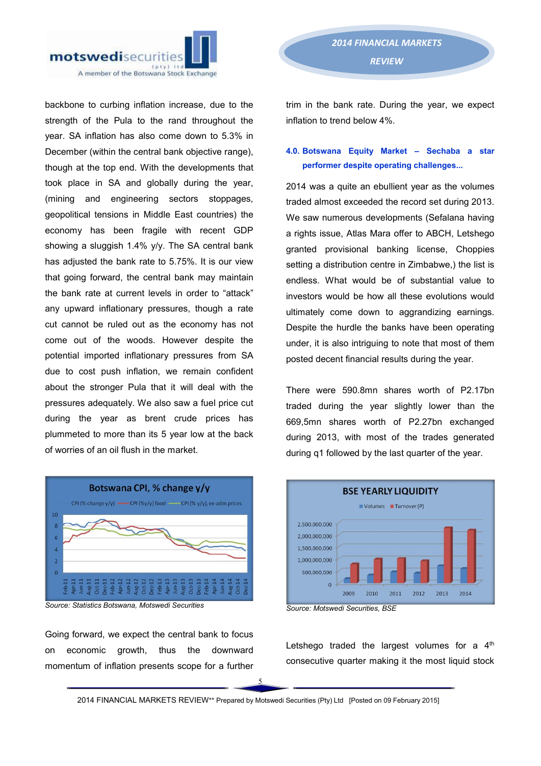backbone to curbing inflation increase, due to the strength of the Pula to the rand throughout the year. SA inflation has also come down to 5.3% in December (within the central bank objective range), though at the top end. With the developments that took place in SA and globally during the year, (mining and engineering sectors stoppages, geopolitical tensions in Middle East countries) the economy has been fragile with recent GDP showing a sluggish 1.4% y/y. The SA central bank has adjusted the bank rate to 5.75%. It is our view that going forward, the central bank may maintain the bank rate at current levels in order to "attack" any upward inflationary pressures, though a rate cut cannot be ruled out as the economy has not come out of the woods. However despite the potential imported inflationary pressures from SA due to cost push inflation, we remain confident about the stronger Pula that it will deal with the pressures adequately. We also saw a fuel price cut during the year as brent crude prices has plummeted to more than its 5 year low at the back of worries of an oil flush in the market.

Source: Statistics Botswana, Motswedi Securities

Going forward, we expect the central bank to focus on economic growth, thus the downward momentum of inflation presents scope for a further trim in the bank rate. During the year, we expect inflation to trend below 4%.

### 4.0. Botswana Equity Market – Sechaba a star performer despite operating challenges...

2014 was a quite an ebullient year as the volumes traded almost exceeded the record set during 2013. We saw numerous developments (Sefalana having a rights issue, Atlas Mara offer to ABCH, Letshego granted provisional banking license, Choppies setting a distribution centre in Zimbabwe,) the list is endless. What would be of substantial value to investors would be how all these evolutions would ultimately come down to aggrandizing earnings. Despite the hurdle the banks have been operating under, it is also intriguing to note that most of them posted decent financial results during the year.

There were 590.8mn shares worth of P2.17bn traded during the year slightly lower than the 669,5mn shares worth of P2.27bn exchanged during 2013, with most of the trades generated during q1 followed by the last quarter of the year.

Source: Motswedi Securities, BSE

Letshego traded the largest volumes for a 4th consecutive quarter making it the most liquid stock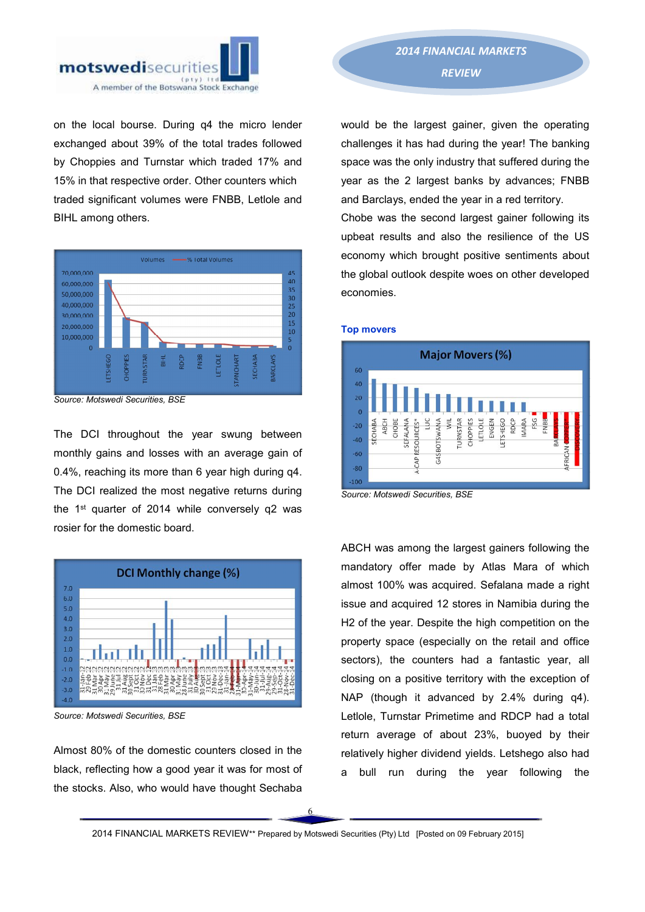on the local bourse. During q4 the micro lender exchanged about 39% of the total trades followed by Choppies and Turnstar which traded 17% and 15% in that respective order. Other counters which traded significant volumes were FNBB, Letlole and BIHL among others.

*Source: Motswedi Securities, BSE*

The DCI throughout the year swung between monthly gains and losses with an average gain of 0.4%, reaching its more than 6 year high during q4. The DCI realized the most negative returns during the 1st quarter of 2014 while conversely q2 was rosier for the domestic board.

*Source: Motswedi Securities, BSE*

Almost 80% of the domestic counters closed in the black, reflecting how a good year it was for most of the stocks. Also, who would have thought Sechaba would be the largest gainer, given the operating challenges it has had during the year! The banking space was the only industry that suffered during the year as the 2 largest banks by advances; FNBB and Barclays, ended the year in a red territory.

Chobe was the second largest gainer following its upbeat results and also the resilience of the US economy which brought positive sentiments about the global outlook despite woes on other developed economies.

**Top movers**

*Source: Motswedi Securities, BSE*

ABCH was among the largest gainers following the mandatory offer made by Atlas Mara of which almost 100% was acquired. Sefalana made a right issue and acquired 12 stores in Namibia during the H2 of the year. Despite the high competition on the property space (especially on the retail and office sectors), the counters had a fantastic year, all closing on a positive territory with the exception of NAP (though it advanced by 2.4% during q4). Letlole, Turnstar Primetime and RDCP had a total return average of about 23%, buoyed by their relatively higher dividend yields. Letshego also had a bull run during the year following the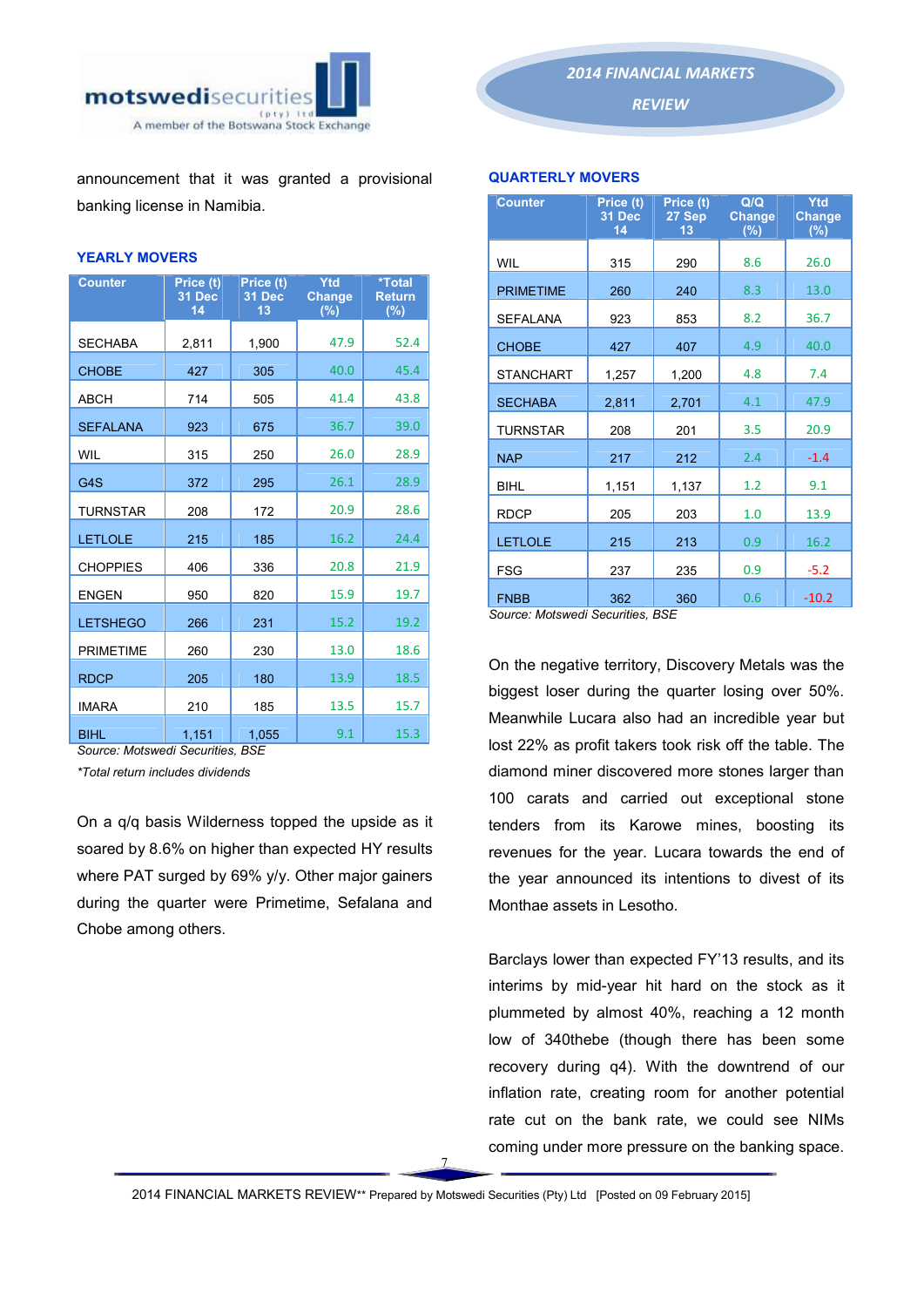announcement that it was granted a provisional banking license in Namibia.

### YEARLY MOVERS

| Counter | Price (t) 31 Dec 14 | Price (t) 31 Dec 13 | Ytd Change (%) | *Total Return (%) |
|---|---|---|---|---|
| SECHABA | 2,811 | 1,900 | 47.9 | 52.4 |
| CHOBE | 427 | 305 | 40.0 | 45.4 |
| ABCH | 714 | 505 | 41.4 | 43.8 |
| SEFALANA | 923 | 675 | 36.7 | 39.0 |
| WIL | 315 | 250 | 26.0 | 28.9 |
| G4S | 372 | 295 | 26.1 | 28.9 |
| TURNSTAR | 208 | 172 | 20.9 | 28.6 |
| LETLOLE | 215 | 185 | 16.2 | 24.4 |
| CHOPPIES | 406 | 336 | 20.8 | 21.9 |
| ENGEN | 950 | 820 | 15.9 | 19.7 |
| LETSHEGO | 266 | 231 | 15.2 | 19.2 |
| PRIMETIME | 260 | 230 | 13.0 | 18.6 |
| RDCP | 205 | 180 | 13.9 | 18.5 |
| IMARA | 210 | 185 | 13.5 | 15.7 |
| BIHL | 1,151 | 1,055 | 9.1 | 15.3 |

*Source: Motswedi Securities, BSE*

*\*Total return includes dividends*

On a q/q basis Wilderness topped the upside as it soared by 8.6% on higher than expected HY results where PAT surged by 69% y/y. Other major gainers during the quarter were Primetime, Sefalana and Chobe among others.

### QUARTERLY MOVERS

| Counter | Price (t) 31 Dec 14 | Price (t) 27 Sep 13 | Q/Q Change (%) | Ytd Change (%) |
|---|---|---|---|---|
| WIL | 315 | 290 | 8.6 | 26.0 |
| PRIMETIME | 260 | 240 | 8.3 | 13.0 |
| SEFALANA | 923 | 853 | 8.2 | 36.7 |
| CHOBE | 427 | 407 | 4.9 | 40.0 |
| STANCHART | 1,257 | 1,200 | 4.8 | 7.4 |
| SECHABA | 2,811 | 2,701 | 4.1 | 47.9 |
| TURNSTAR | 208 | 201 | 3.5 | 20.9 |
| NAP | 217 | 212 | 2.4 | -1.4 |
| BIHL | 1,151 | 1,137 | 1.2 | 9.1 |
| RDCP | 205 | 203 | 1.0 | 13.9 |
| LETLOLE | 215 | 213 | 0.9 | 16.2 |
| FSG | 237 | 235 | 0.9 | -5.2 |
| FNBB | 362 | 360 | 0.6 | -10.2 |

*Source: Motswedi Securities, BSE*

On the negative territory, Discovery Metals was the biggest loser during the quarter losing over 50%. Meanwhile Lucara also had an incredible year but lost 22% as profit takers took risk off the table. The diamond miner discovered more stones larger than 100 carats and carried out exceptional stone tenders from its Karowe mines, boosting its revenues for the year. Lucara towards the end of the year announced its intentions to divest of its Monthae assets in Lesotho.

Barclays lower than expected FY'13 results, and its interims by mid-year hit hard on the stock as it plummeted by almost 40%, reaching a 12 month low of 340thebe (though there has been some recovery during q4). With the downtrend of our inflation rate, creating room for another potential rate cut on the bank rate, we could see NIMs coming under more pressure on the banking space.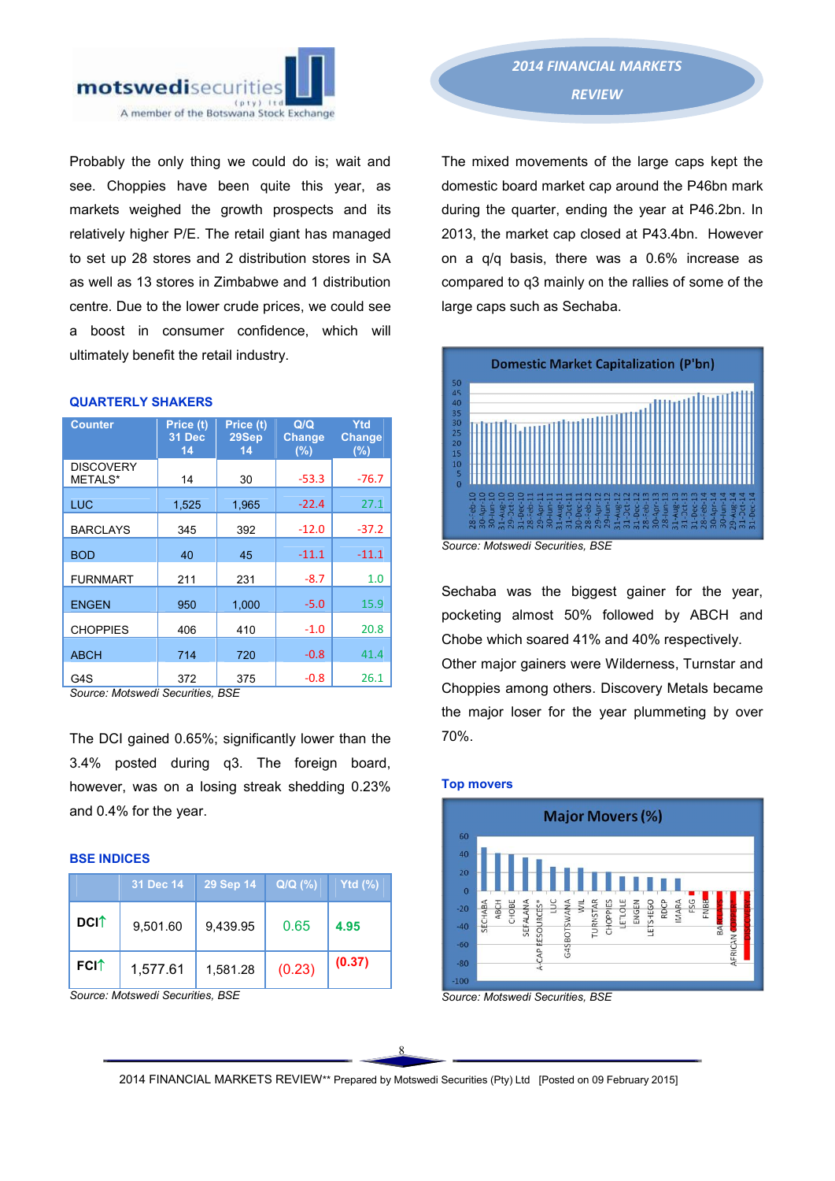Probably the only thing we could do is; wait and see. Choppies have been quite this year, as markets weighed the growth prospects and its relatively higher P/E. The retail giant has managed to set up 28 stores and 2 distribution stores in SA as well as 13 stores in Zimbabwe and 1 distribution centre. Due to the lower crude prices, we could see a boost in consumer confidence, which will ultimately benefit the retail industry.

### QUARTERLY SHAKERS

| Counter | Price (t) 31 Dec 14 | Price (t) 29Sep 14 | Q/Q Change (%) | Ytd Change (%) |
|---|---|---|---|---|
| DISCOVERY METALS* | 14 | 30 | -53.3 | -76.7 |
| LUC | 1,525 | 1,965 | -22.4 | 27.1 |
| BARCLAYS | 345 | 392 | -12.0 | -37.2 |
| BOD | 40 | 45 | -11.1 | -11.1 |
| FURNMART | 211 | 231 | -8.7 | 1.0 |
| ENGEN | 950 | 1,000 | -5.0 | 15.9 |
| CHOPPIES | 406 | 410 | -1.0 | 20.8 |
| ABCH | 714 | 720 | -0.8 | 41.4 |
| G4S | 372 | 375 | -0.8 | 26.1 |

*Source: Motswedi Securities, BSE*

The DCI gained 0.65%; significantly lower than the 3.4% posted during q3. The foreign board, however, was on a losing streak shedding 0.23% and 0.4% for the year.

### BSE INDICES

| | 31 Dec 14 | 29 Sep 14 | Q/Q (%) | Ytd (%) |
|---|---|---|---|---|
| DCI↑ | 9,501.60 | 9,439.95 | 0.65 | 4.95 |
| FCI↑ | 1,577.61 | 1,581.28 | (0.23) | (0.37) |

*Source: Motswedi Securities, BSE*

The mixed movements of the large caps kept the domestic board market cap around the P46bn mark during the quarter, ending the year at P46.2bn. In 2013, the market cap closed at P43.4bn. However on a q/q basis, there was a 0.6% increase as compared to q3 mainly on the rallies of some of the large caps such as Sechaba.

*Source: Motswedi Securities, BSE*

Sechaba was the biggest gainer for the year, pocketing almost 50% followed by ABCH and Chobe which soared 41% and 40% respectively. Other major gainers were Wilderness, Turnstar and Choppies among others. Discovery Metals became the major loser for the year plummeting by over 70%.

### Top movers

*Source: Motswedi Securities, BSE*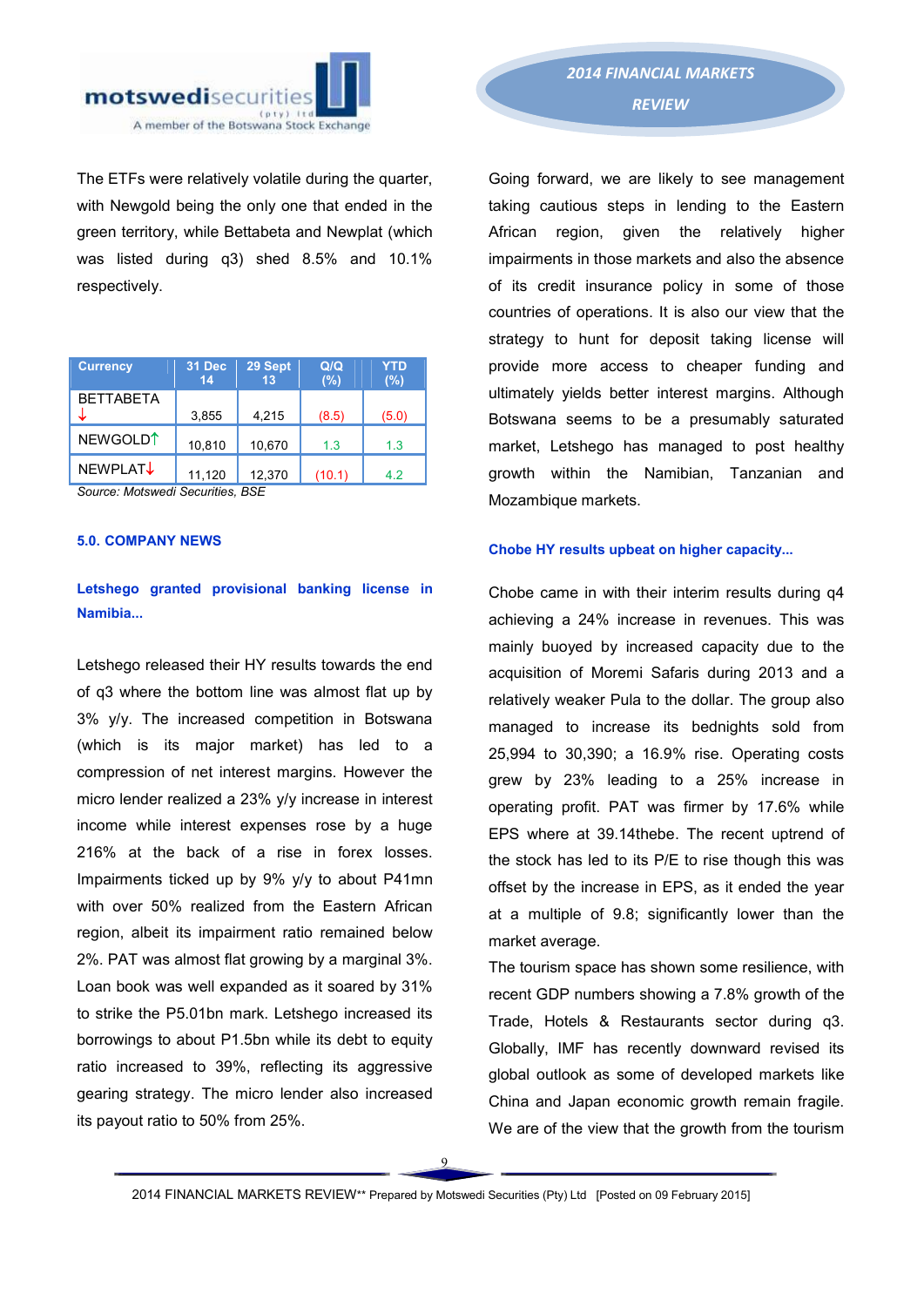The ETFs were relatively volatile during the quarter, with Newgold being the only one that ended in the green territory, while Bettabeta and Newplat (which was listed during q3) shed 8.5% and 10.1% respectively.

| Currency | 31 Dec 14 | 29 Sept 13 | Q/Q (%) | YTD (%) |
|---|---|---|---|---|
| BETTABETA ↓ | 3,855 | 4,215 | (8.5) | (5.0) |
| NEWGOLD↑ | 10,810 | 10,670 | 1.3 | 1.3 |
| NEWPLAT↓ | 11,120 | 12,370 | (10.1) | 4.2 |

*Source: Motswedi Securities, BSE*

## 5.0. COMPANY NEWS

### Letshego granted provisional banking license in Namibia...

Letshego released their HY results towards the end of q3 where the bottom line was almost flat up by 3% y/y. The increased competition in Botswana (which is its major market) has led to a compression of net interest margins. However the micro lender realized a 23% y/y increase in interest income while interest expenses rose by a huge 216% at the back of a rise in forex losses. Impairments ticked up by 9% y/y to about P41mn with over 50% realized from the Eastern African region, albeit its impairment ratio remained below 2%. PAT was almost flat growing by a marginal 3%. Loan book was well expanded as it soared by 31% to strike the P5.01bn mark. Letshego increased its borrowings to about P1.5bn while its debt to equity ratio increased to 39%, reflecting its aggressive gearing strategy. The micro lender also increased its payout ratio to 50% from 25%.

Going forward, we are likely to see management taking cautious steps in lending to the Eastern African region, given the relatively higher impairments in those markets and also the absence of its credit insurance policy in some of those countries of operations. It is also our view that the strategy to hunt for deposit taking license will provide more access to cheaper funding and ultimately yields better interest margins. Although Botswana seems to be a presumably saturated market, Letshego has managed to post healthy growth within the Namibian, Tanzanian and Mozambique markets.

### Chobe HY results upbeat on higher capacity...

Chobe came in with their interim results during q4 achieving a 24% increase in revenues. This was mainly buoyed by increased capacity due to the acquisition of Moremi Safaris during 2013 and a relatively weaker Pula to the dollar. The group also managed to increase its bednights sold from 25,994 to 30,390; a 16.9% rise. Operating costs grew by 23% leading to a 25% increase in operating profit. PAT was firmer by 17.6% while EPS where at 39.14thebe. The recent uptrend of the stock has led to its P/E to rise though this was offset by the increase in EPS, as it ended the year at a multiple of 9.8; significantly lower than the market average.

The tourism space has shown some resilience, with recent GDP numbers showing a 7.8% growth of the Trade, Hotels & Restaurants sector during q3. Globally, IMF has recently downward revised its global outlook as some of developed markets like China and Japan economic growth remain fragile. We are of the view that the growth from the tourism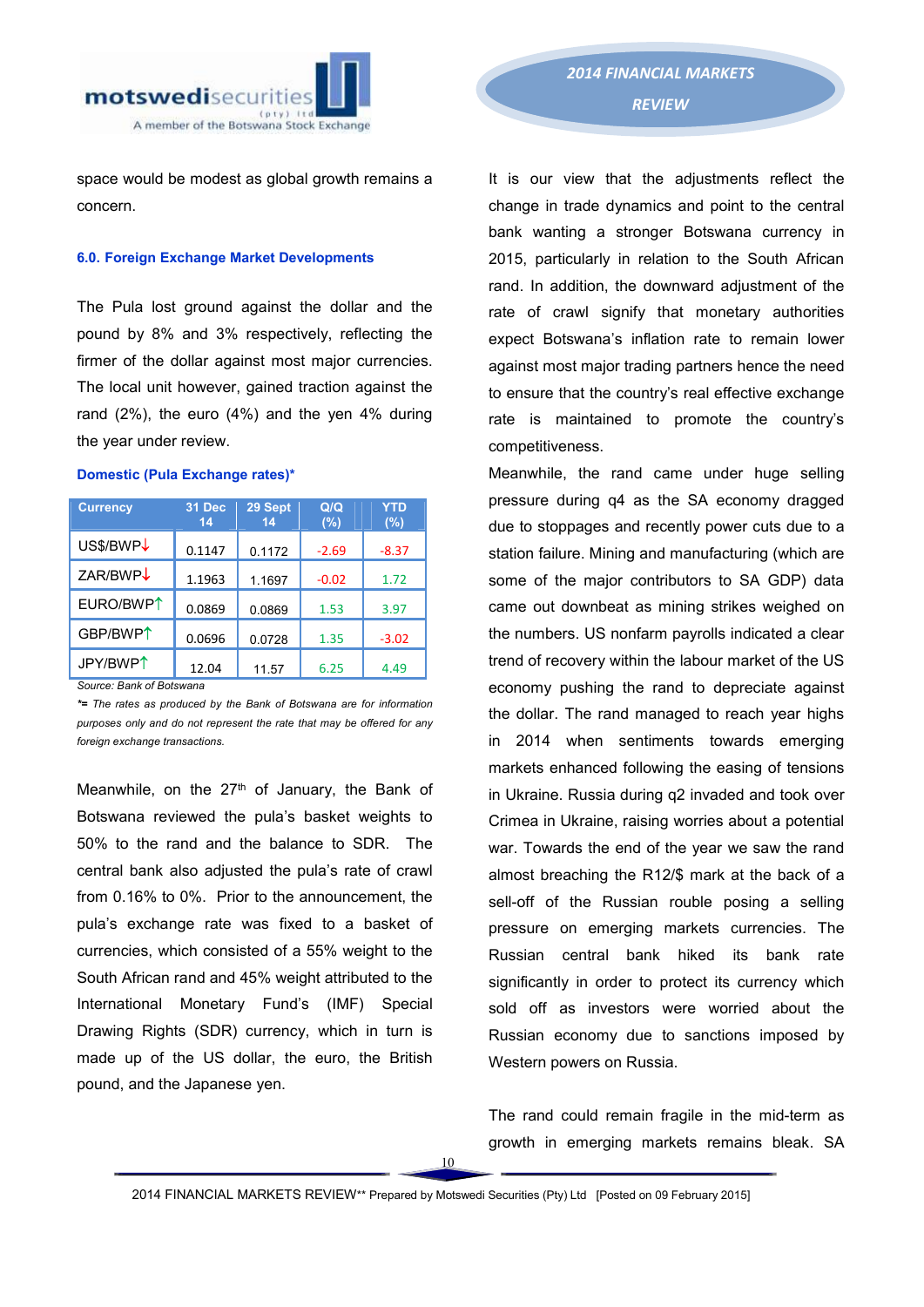space would be modest as global growth remains a concern.

### 6.0. Foreign Exchange Market Developments

The Pula lost ground against the dollar and the pound by 8% and 3% respectively, reflecting the firmer of the dollar against most major currencies. The local unit however, gained traction against the rand (2%), the euro (4%) and the yen 4% during the year under review.

**Domestic (Pula Exchange rates)***

| Currency | 31 Dec 14 | 29 Sept 14 | Q/Q (%) | YTD (%) |
|---|---|---|---|---|
| US$/BWP↓ | 0.1147 | 0.1172 | -2.69 | -8.37 |
| ZAR/BWP↓ | 1.1963 | 1.1697 | -0.02 | 1.72 |
| EURO/BWP↑ | 0.0869 | 0.0869 | 1.53 | 3.97 |
| GBP/BWP↑ | 0.0696 | 0.0728 | 1.35 | -3.02 |
| JPY/BWP↑ | 12.04 | 11.57 | 6.25 | 4.49 |

*Source: Bank of Botswana*

**= The rates as produced by the Bank of Botswana are for information purposes only and do not represent the rate that may be offered for any foreign exchange transactions.*

Meanwhile, on the 27th of January, the Bank of Botswana reviewed the pula's basket weights to 50% to the rand and the balance to SDR. The central bank also adjusted the pula's rate of crawl from 0.16% to 0%. Prior to the announcement, the pula's exchange rate was fixed to a basket of currencies, which consisted of a 55% weight to the South African rand and 45% weight attributed to the International Monetary Fund's (IMF) Special Drawing Rights (SDR) currency, which in turn is made up of the US dollar, the euro, the British pound, and the Japanese yen.

It is our view that the adjustments reflect the change in trade dynamics and point to the central bank wanting a stronger Botswana currency in 2015, particularly in relation to the South African rand. In addition, the downward adjustment of the rate of crawl signify that monetary authorities expect Botswana's inflation rate to remain lower against most major trading partners hence the need to ensure that the country's real effective exchange rate is maintained to promote the country's competitiveness.

Meanwhile, the rand came under huge selling pressure during q4 as the SA economy dragged due to stoppages and recently power cuts due to a station failure. Mining and manufacturing (which are some of the major contributors to SA GDP) data came out downbeat as mining strikes weighed on the numbers. US nonfarm payrolls indicated a clear trend of recovery within the labour market of the US economy pushing the rand to depreciate against the dollar. The rand managed to reach year highs in 2014 when sentiments towards emerging markets enhanced following the easing of tensions in Ukraine. Russia during q2 invaded and took over Crimea in Ukraine, raising worries about a potential war. Towards the end of the year we saw the rand almost breaching the R12/$ mark at the back of a sell-off of the Russian rouble posing a selling pressure on emerging markets currencies. The Russian central bank hiked its bank rate significantly in order to protect its currency which sold off as investors were worried about the Russian economy due to sanctions imposed by Western powers on Russia.

The rand could remain fragile in the mid-term as growth in emerging markets remains bleak. SA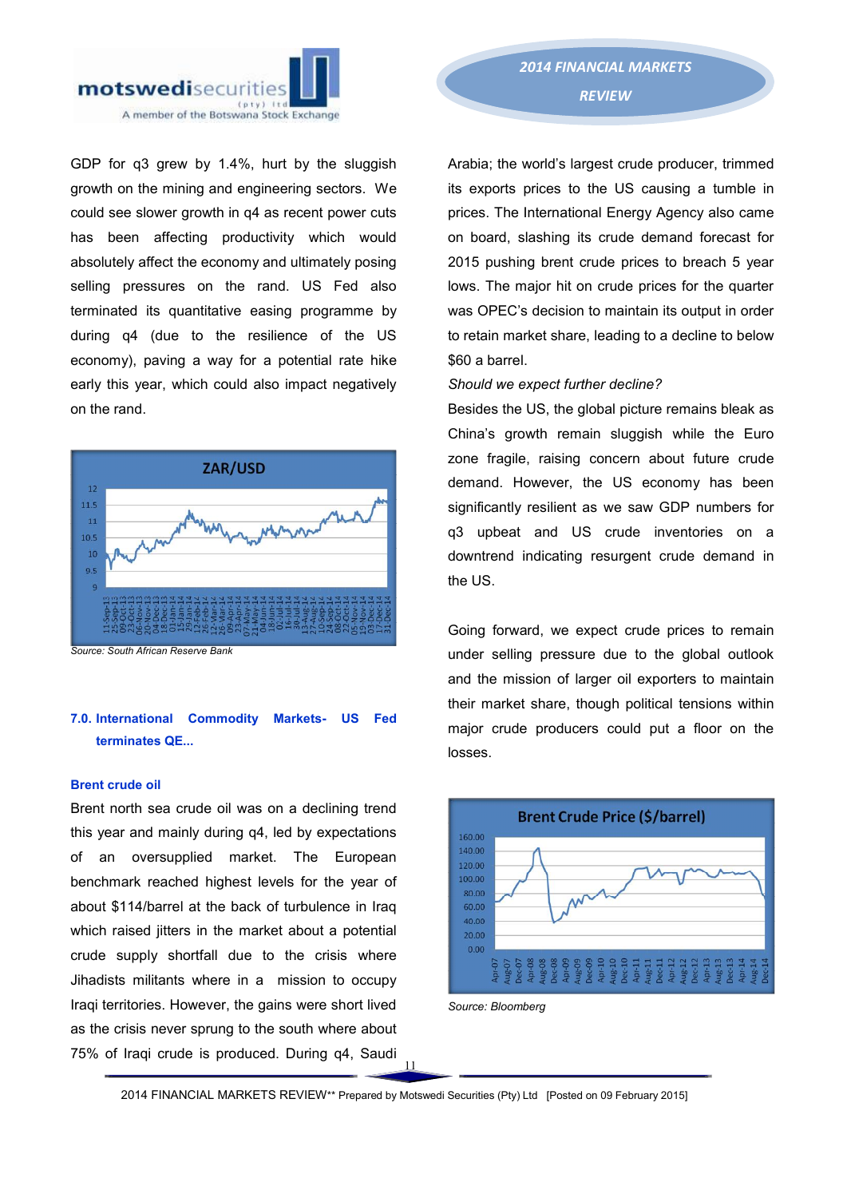GDP for q3 grew by 1.4%, hurt by the sluggish growth on the mining and engineering sectors. We could see slower growth in q4 as recent power cuts has been affecting productivity which would absolutely affect the economy and ultimately posing selling pressures on the rand. US Fed also terminated its quantitative easing programme by during q4 (due to the resilience of the US economy), paving a way for a potential rate hike early this year, which could also impact negatively on the rand.

Source: South African Reserve Bank

## 7.0. International Commodity Markets- US Fed terminates QE...

### Brent crude oil

Brent north sea crude oil was on a declining trend this year and mainly during q4, led by expectations of an oversupplied market. The European benchmark reached highest levels for the year of about $114/barrel at the back of turbulence in Iraq which raised jitters in the market about a potential crude supply shortfall due to the crisis where Jihadists militants where in a mission to occupy Iraqi territories. However, the gains were short lived as the crisis never sprung to the south where about 75% of Iraqi crude is produced. During q4, Saudi Arabia; the world's largest crude producer, trimmed its exports prices to the US causing a tumble in prices. The International Energy Agency also came on board, slashing its crude demand forecast for 2015 pushing brent crude prices to breach 5 year lows. The major hit on crude prices for the quarter was OPEC's decision to maintain its output in order to retain market share, leading to a decline to below $60 a barrel.

*Should we expect further decline?*

Besides the US, the global picture remains bleak as China's growth remain sluggish while the Euro zone fragile, raising concern about future crude demand. However, the US economy has been significantly resilient as we saw GDP numbers for q3 upbeat and US crude inventories on a downtrend indicating resurgent crude demand in the US.

Going forward, we expect crude prices to remain under selling pressure due to the global outlook and the mission of larger oil exporters to maintain their market share, though political tensions within major crude producers could put a floor on the losses.

Source: Bloomberg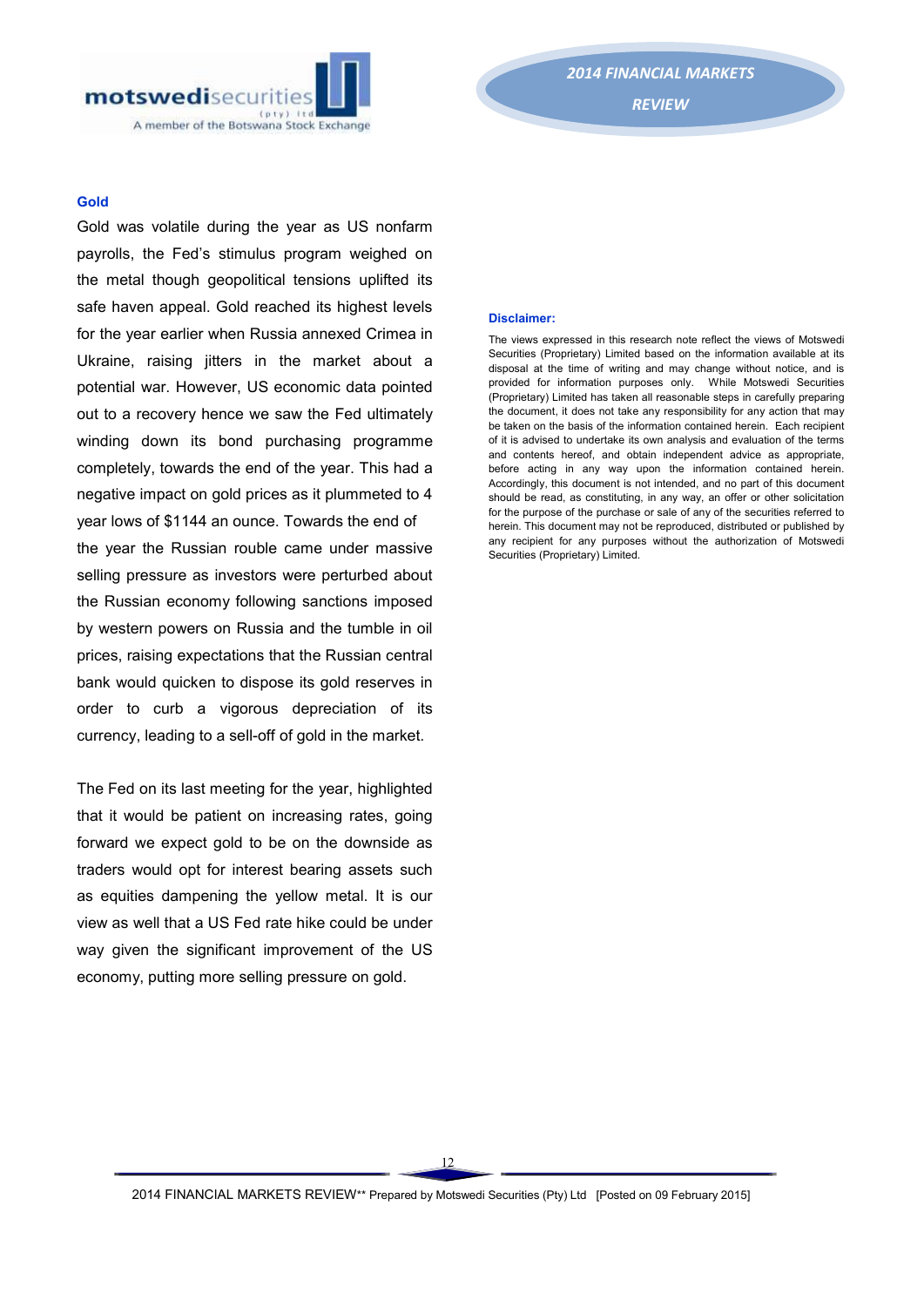### Gold

Gold was volatile during the year as US nonfarm payrolls, the Fed's stimulus program weighed on the metal though geopolitical tensions uplifted its safe haven appeal. Gold reached its highest levels for the year earlier when Russia annexed Crimea in Ukraine, raising jitters in the market about a potential war. However, US economic data pointed out to a recovery hence we saw the Fed ultimately winding down its bond purchasing programme completely, towards the end of the year. This had a negative impact on gold prices as it plummeted to 4 year lows of $1144 an ounce. Towards the end of the year the Russian rouble came under massive selling pressure as investors were perturbed about the Russian economy following sanctions imposed by western powers on Russia and the tumble in oil prices, raising expectations that the Russian central bank would quicken to dispose its gold reserves in order to curb a vigorous depreciation of its currency, leading to a sell-off of gold in the market.

The Fed on its last meeting for the year, highlighted that it would be patient on increasing rates, going forward we expect gold to be on the downside as traders would opt for interest bearing assets such as equities dampening the yellow metal. It is our view as well that a US Fed rate hike could be under way given the significant improvement of the US economy, putting more selling pressure on gold.

**Disclaimer:**

The views expressed in this research note reflect the views of Motswedi Securities (Proprietary) Limited based on the information available at its disposal at the time of writing and may change without notice, and is provided for information purposes only. While Motswedi Securities (Proprietary) Limited has taken all reasonable steps in carefully preparing the document, it does not take any responsibility for any action that may be taken on the basis of the information contained herein. Each recipient of it is advised to undertake its own analysis and evaluation of the terms and contents hereof, and obtain independent advice as appropriate, before acting in any way upon the information contained herein. Accordingly, this document is not intended, and no part of this document should be read, as constituting, in any way, an offer or other solicitation for the purpose of the purchase or sale of any of the securities referred to herein. This document may not be reproduced, distributed or published by any recipient for any purposes without the authorization of Motswedi Securities (Proprietary) Limited.